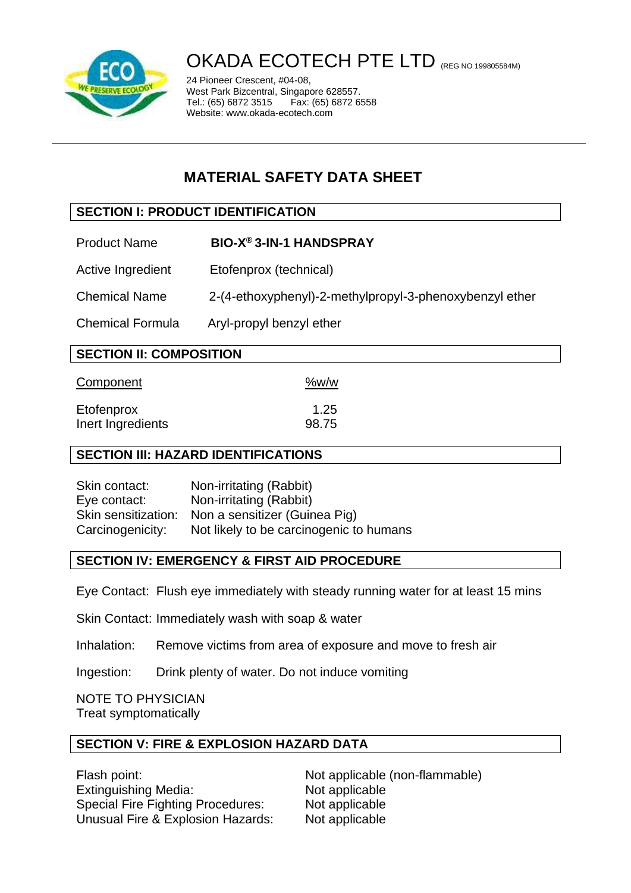# OKADA ECOTECH PTE LTD (REG NO 199805584M)

24 Pioneer Crescent, #04-08,
West Park Bizcentral, Singapore 628557.
Tel.: (65) 6872 3515 Fax: (65) 6872 6558
Website: www.okada-ecotech.com

---

## MATERIAL SAFETY DATA SHEET

### SECTION I: PRODUCT IDENTIFICATION

| | |
|---|---|
| Product Name | **BIO-X® 3-IN-1 HANDSPRAY** |
| Active Ingredient | Etofenprox (technical) |
| Chemical Name | 2-(4-ethoxyphenyl)-2-methylpropyl-3-phenoxybenzyl ether |
| Chemical Formula | Aryl-propyl benzyl ether |

### SECTION II: COMPOSITION

| Component | %w/w |
|---|---|
| Etofenprox | 1.25 |
| Inert Ingredients | 98.75 |

### SECTION III: HAZARD IDENTIFICATIONS

| | |
|---|---|
| Skin contact: | Non-irritating (Rabbit) |
| Eye contact: | Non-irritating (Rabbit) |
| Skin sensitization: | Non a sensitizer (Guinea Pig) |
| Carcinogenicity: | Not likely to be carcinogenic to humans |

### SECTION IV: EMERGENCY & FIRST AID PROCEDURE

Eye Contact: Flush eye immediately with steady running water for at least 15 mins

Skin Contact: Immediately wash with soap & water

Inhalation: Remove victims from area of exposure and move to fresh air

Ingestion: Drink plenty of water. Do not induce vomiting

NOTE TO PHYSICIAN
Treat symptomatically

### SECTION V: FIRE & EXPLOSION HAZARD DATA

| | |
|---|---|
| Flash point: | Not applicable (non-flammable) |
| Extinguishing Media: | Not applicable |
| Special Fire Fighting Procedures: | Not applicable |
| Unusual Fire & Explosion Hazards: | Not applicable |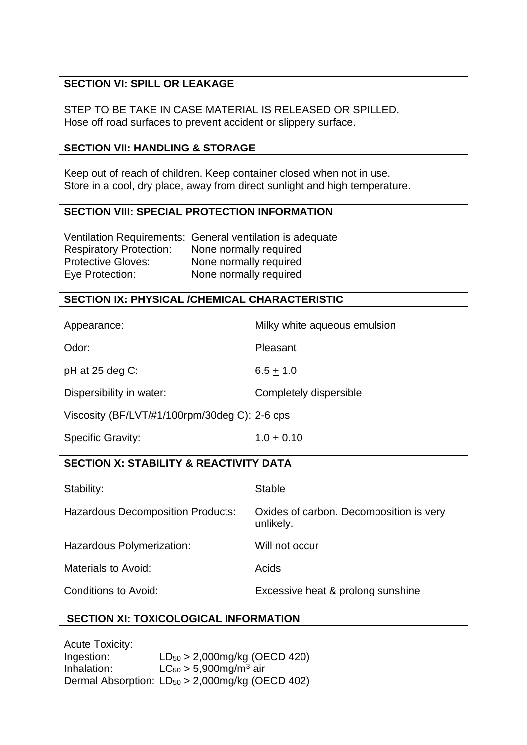## SECTION VI: SPILL OR LEAKAGE

STEP TO BE TAKE IN CASE MATERIAL IS RELEASED OR SPILLED.
Hose off road surfaces to prevent accident or slippery surface.

## SECTION VII: HANDLING & STORAGE

Keep out of reach of children. Keep container closed when not in use.
Store in a cool, dry place, away from direct sunlight and high temperature.

## SECTION VIII: SPECIAL PROTECTION INFORMATION

| | |
|---|---|
| Ventilation Requirements: | General ventilation is adequate |
| Respiratory Protection: | None normally required |
| Protective Gloves: | None normally required |
| Eye Protection: | None normally required |

## SECTION IX: PHYSICAL /CHEMICAL CHARACTERISTIC

| | |
|---|---|
| Appearance: | Milky white aqueous emulsion |
| Odor: | Pleasant |
| pH at 25 deg C: | $6.5 \pm 1.0$ |
| Dispersibility in water: | Completely dispersible |
| Viscosity (BF/LVT/#1/100rpm/30deg C): | 2-6 cps |
| Specific Gravity: | $1.0 \pm 0.10$ |

## SECTION X: STABILITY & REACTIVITY DATA

| | |
|---|---|
| Stability: | Stable |
| Hazardous Decomposition Products: | Oxides of carbon. Decomposition is very unlikely. |
| Hazardous Polymerization: | Will not occur |
| Materials to Avoid: | Acids |
| Conditions to Avoid: | Excessive heat & prolong sunshine |

## SECTION XI: TOXICOLOGICAL INFORMATION

Acute Toxicity:
Ingestion: $LD_{50}$ > 2,000mg/kg (OECD 420)
Inhalation: $LC_{50}$ > 5,900mg/$m^3$ air
Dermal Absorption: $LD_{50}$ > 2,000mg/kg (OECD 402)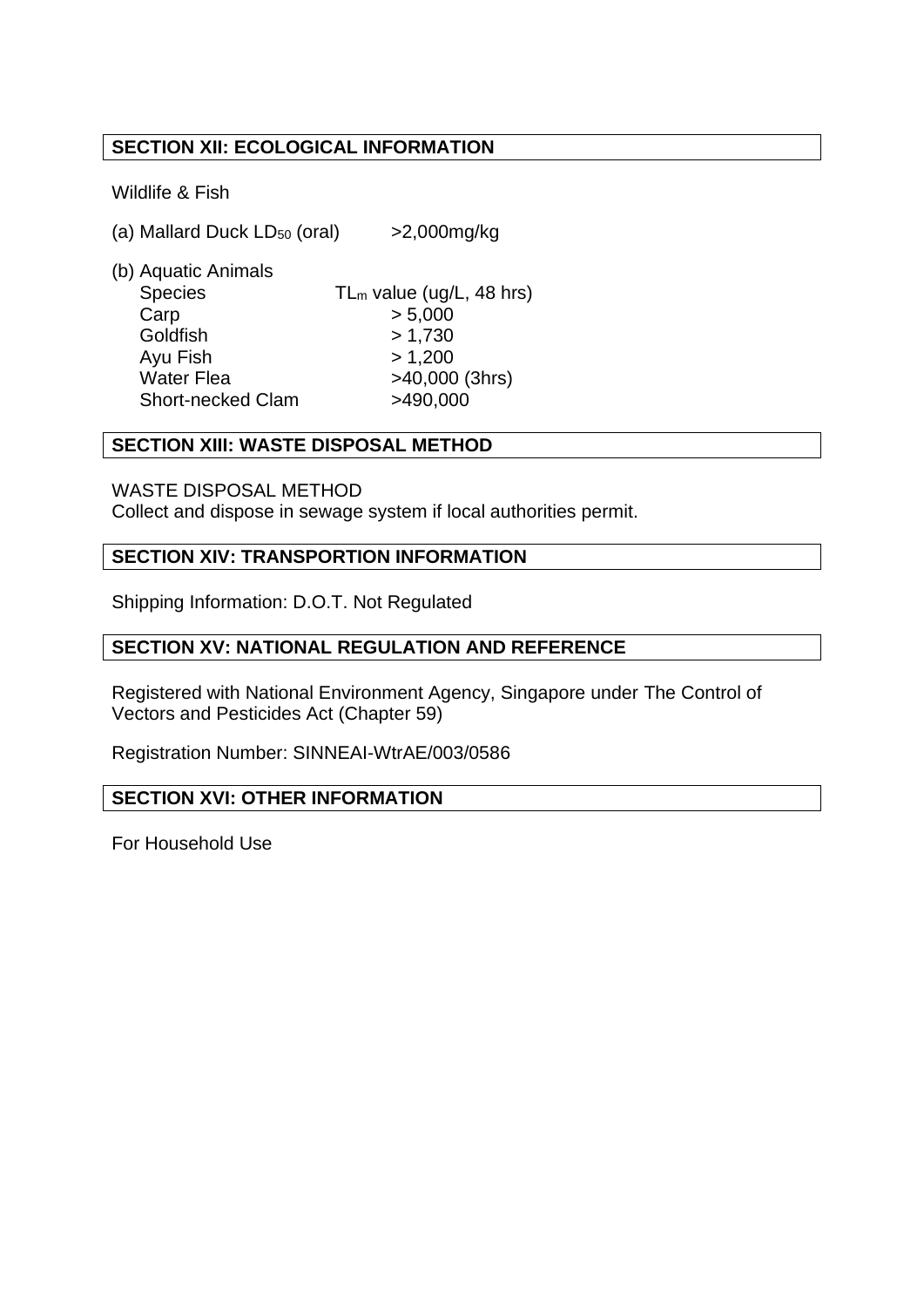## SECTION XII: ECOLOGICAL INFORMATION

Wildlife & Fish

(a) Mallard Duck $LD_{50}$ (oral) >2,000mg/kg

(b) Aquatic Animals

| Species | $TL_m$ value (ug/L, 48 hrs) |
|---|---|
| Carp | > 5,000 |
| Goldfish | > 1,730 |
| Ayu Fish | > 1,200 |
| Water Flea | >40,000 (3hrs) |
| Short-necked Clam | >490,000 |

## SECTION XIII: WASTE DISPOSAL METHOD

WASTE DISPOSAL METHOD
Collect and dispose in sewage system if local authorities permit.

## SECTION XIV: TRANSPORTION INFORMATION

Shipping Information: D.O.T. Not Regulated

## SECTION XV: NATIONAL REGULATION AND REFERENCE

Registered with National Environment Agency, Singapore under The Control of Vectors and Pesticides Act (Chapter 59)

Registration Number: SINNEAI-WtrAE/003/0586

## SECTION XVI: OTHER INFORMATION

For Household Use